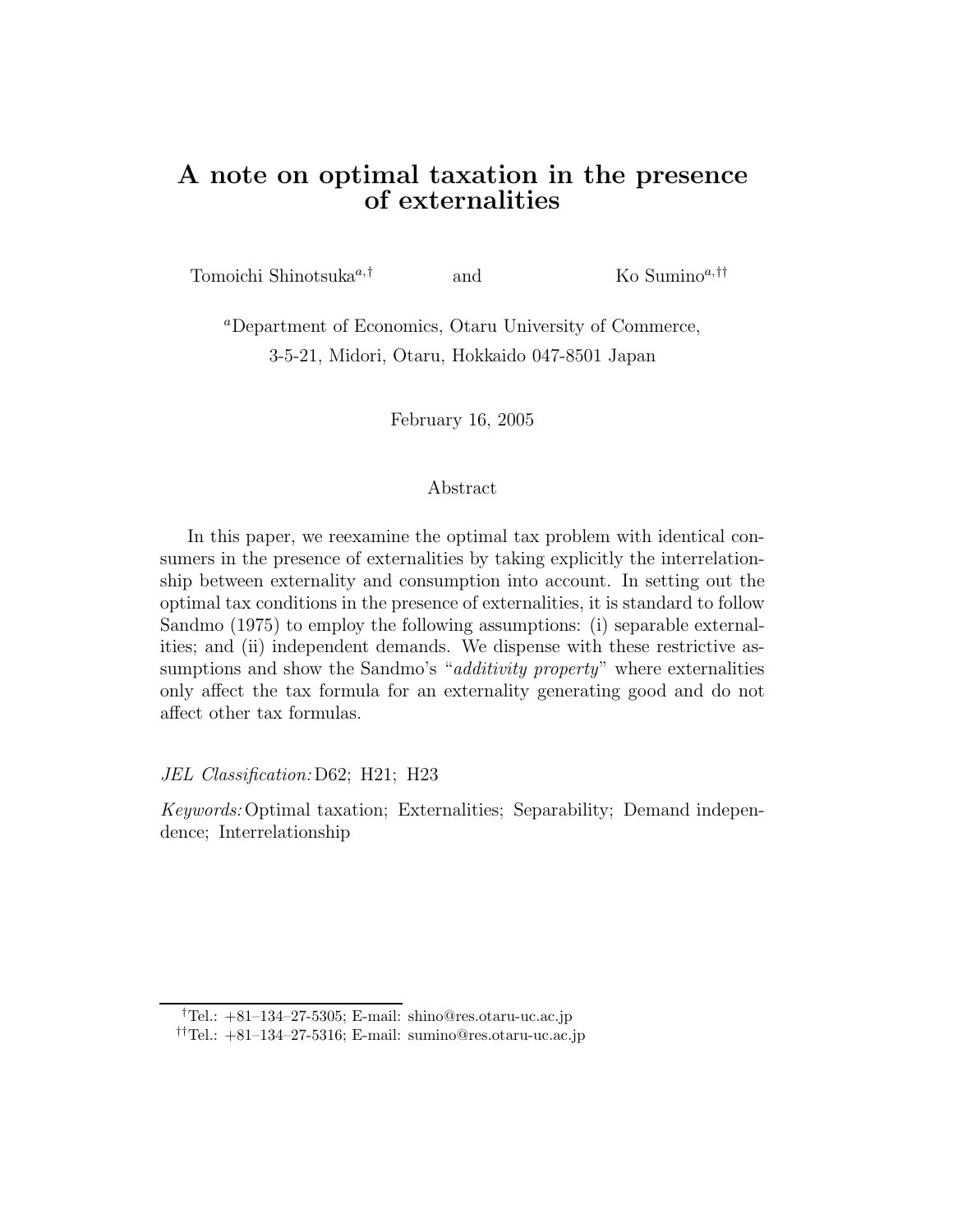# A note on optimal taxation in the presence of externalities

Tomoichi Shinotsuka[a,†] and Ko Sumino[a,††]

[a]Department of Economics, Otaru University of Commerce, 3-5-21, Midori, Otaru, Hokkaido 047-8501 Japan

February 16, 2005

## Abstract

In this paper, we reexamine the optimal tax problem with identical consumers in the presence of externalities by taking explicitly the interrelationship between externality and consumption into account. In setting out the optimal tax conditions in the presence of externalities, it is standard to follow Sandmo (1975) to employ the following assumptions: (i) separable externalities; and (ii) independent demands. We dispense with these restrictive assumptions and show the Sandmo's "*additivity property*" where externalities only affect the tax formula for an externality generating good and do not affect other tax formulas.

*JEL Classification:* D62; H21; H23

*Keywords:* Optimal taxation; Externalities; Separability; Demand independence; Interrelationship

---

[†]Tel.: +81–134–27-5305; E-mail: shino@res.otaru-uc.ac.jp

[††]Tel.: +81–134–27-5316; E-mail: sumino@res.otaru-uc.ac.jp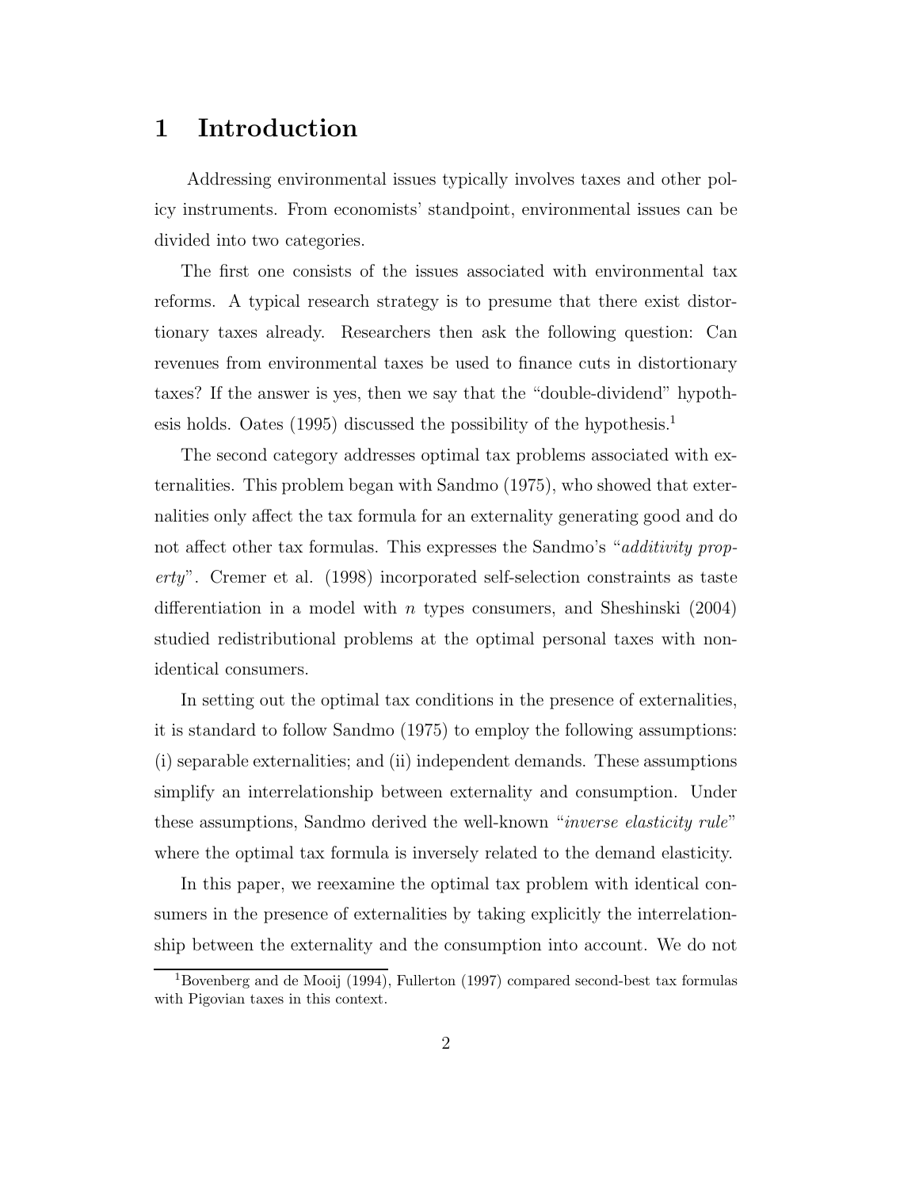# 1 Introduction

Addressing environmental issues typically involves taxes and other policy instruments. From economists' standpoint, environmental issues can be divided into two categories.

The first one consists of the issues associated with environmental tax reforms. A typical research strategy is to presume that there exist distortionary taxes already. Researchers then ask the following question: Can revenues from environmental taxes be used to finance cuts in distortionary taxes? If the answer is yes, then we say that the "double-dividend" hypothesis holds. Oates (1995) discussed the possibility of the hypothesis.[1]

The second category addresses optimal tax problems associated with externalities. This problem began with Sandmo (1975), who showed that externalities only affect the tax formula for an externality generating good and do not affect other tax formulas. This expresses the Sandmo's "*additivity property*". Cremer et al. (1998) incorporated self-selection constraints as taste differentiation in a model with $n$ types consumers, and Sheshinski (2004) studied redistributional problems at the optimal personal taxes with non-identical consumers.

In setting out the optimal tax conditions in the presence of externalities, it is standard to follow Sandmo (1975) to employ the following assumptions: (i) separable externalities; and (ii) independent demands. These assumptions simplify an interrelationship between externality and consumption. Under these assumptions, Sandmo derived the well-known "*inverse elasticity rule*" where the optimal tax formula is inversely related to the demand elasticity.

In this paper, we reexamine the optimal tax problem with identical consumers in the presence of externalities by taking explicitly the interrelationship between the externality and the consumption into account. We do not

[1] Bovenberg and de Mooij (1994), Fullerton (1997) compared second-best tax formulas with Pigovian taxes in this context.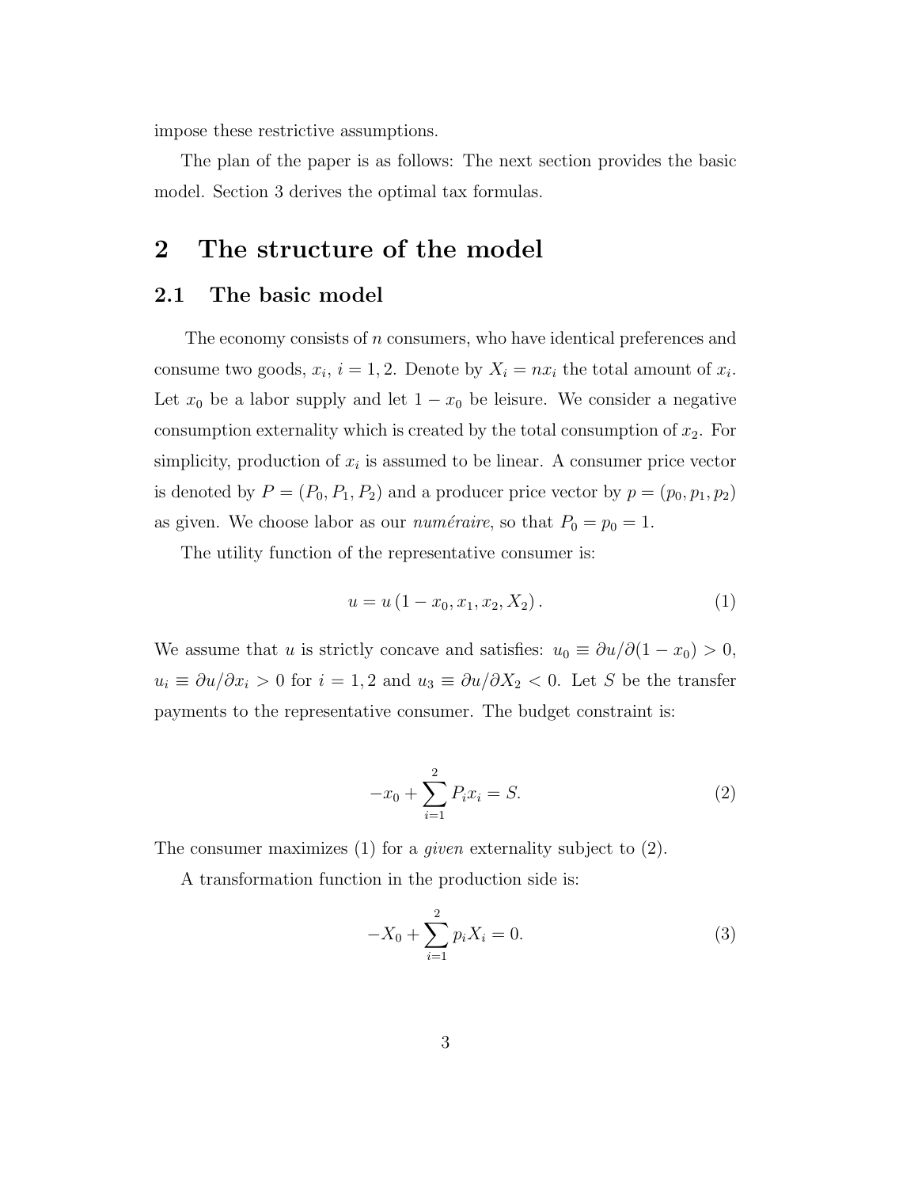impose these restrictive assumptions.

The plan of the paper is as follows: The next section provides the basic model. Section 3 derives the optimal tax formulas.

# 2 The structure of the model

## 2.1 The basic model

The economy consists of $n$ consumers, who have identical preferences and consume two goods, $x_i$, $i = 1, 2$. Denote by $X_i = nx_i$ the total amount of $x_i$. Let $x_0$ be a labor supply and let $1 - x_0$ be leisure. We consider a negative consumption externality which is created by the total consumption of $x_2$. For simplicity, production of $x_i$ is assumed to be linear. A consumer price vector is denoted by $P = (P_0, P_1, P_2)$ and a producer price vector by $p = (p_0, p_1, p_2)$ as given. We choose labor as our *numéraire*, so that $P_0 = p_0 = 1$.

The utility function of the representative consumer is:

$$u = u(1 - x_0, x_1, x_2, X_2). \tag{1}$$

We assume that $u$ is strictly concave and satisfies: $u_0 \equiv \partial u / \partial (1 - x_0) > 0$, $u_i \equiv \partial u / \partial x_i > 0$ for $i = 1, 2$ and $u_3 \equiv \partial u / \partial X_2 < 0$. Let $S$ be the transfer payments to the representative consumer. The budget constraint is:

$$-x_0 + \sum_{i=1}^{2} P_i x_i = S. \tag{2}$$

The consumer maximizes (1) for a *given* externality subject to (2).

A transformation function in the production side is:

$$-X_0 + \sum_{i=1}^{2} p_i X_i = 0. \tag{3}$$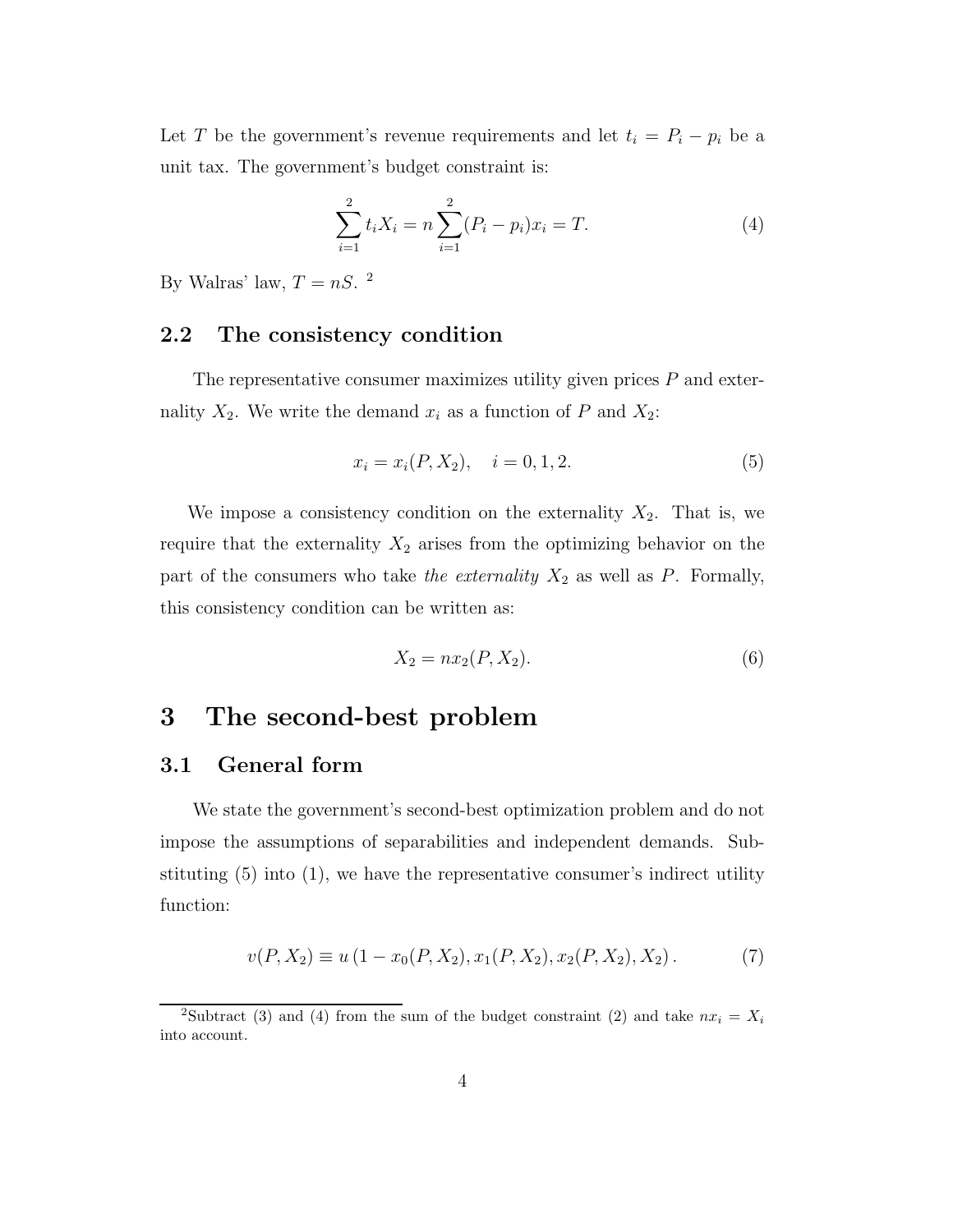Let $T$ be the government's revenue requirements and let $t_i = P_i - p_i$ be a unit tax. The government's budget constraint is:

$$\sum_{i=1}^{2} t_i X_i = n \sum_{i=1}^{2} (P_i - p_i) x_i = T. \tag{4}$$

By Walras' law, $T = nS$. [2]

### 2.2 The consistency condition

The representative consumer maximizes utility given prices $P$ and externality $X_2$. We write the demand $x_i$ as a function of $P$ and $X_2$:

$$x_i = x_i(P, X_2), \quad i = 0, 1, 2. \tag{5}$$

We impose a consistency condition on the externality $X_2$. That is, we require that the externality $X_2$ arises from the optimizing behavior on the part of the consumers who take *the externality* $X_2$ as well as $P$. Formally, this consistency condition can be written as:

$$X_2 = n x_2(P, X_2). \tag{6}$$

## 3 The second-best problem

### 3.1 General form

We state the government's second-best optimization problem and do not impose the assumptions of separabilities and independent demands. Substituting (5) into (1), we have the representative consumer's indirect utility function:

$$v(P, X_2) \equiv u\left(1 - x_0(P, X_2), x_1(P, X_2), x_2(P, X_2), X_2\right). \tag{7}$$

[2] Subtract (3) and (4) from the sum of the budget constraint (2) and take $nx_i = X_i$ into account.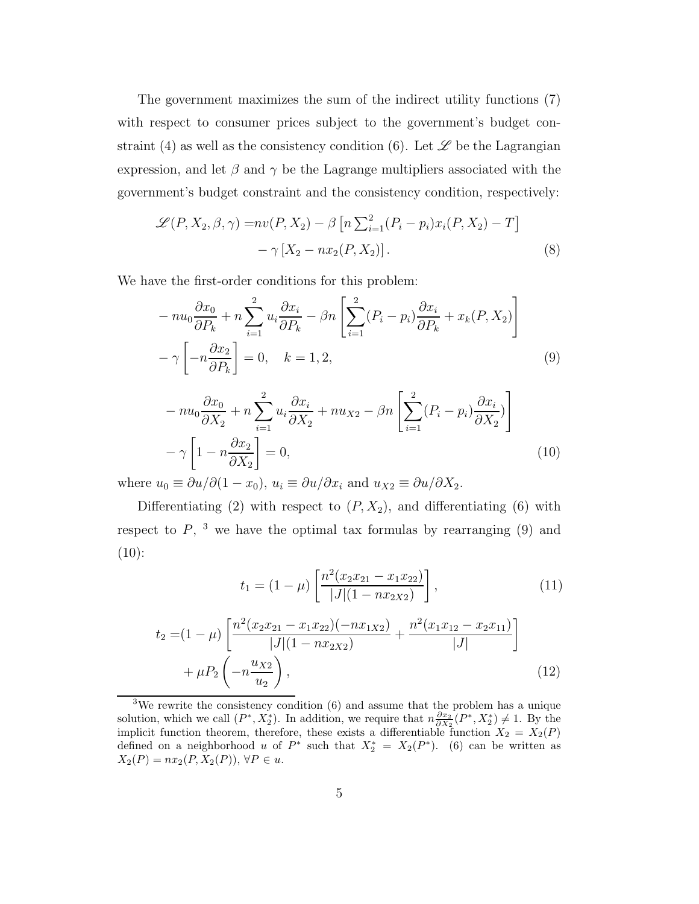The government maximizes the sum of the indirect utility functions (7) with respect to consumer prices subject to the government's budget constraint (4) as well as the consistency condition (6). Let $\mathscr{L}$ be the Lagrangian expression, and let $\beta$ and $\gamma$ be the Lagrange multipliers associated with the government's budget constraint and the consistency condition, respectively:

$$
\begin{aligned}
\mathscr{L}(P, X_2, \beta, \gamma) =& nv(P, X_2) - \beta \left[ n \textstyle\sum_{i=1}^{2} (P_i - p_i) x_i(P, X_2) - T \right] \\
& - \gamma \left[ X_2 - n x_2(P, X_2) \right].
\end{aligned} \tag{8}
$$

We have the first-order conditions for this problem:

$$
\begin{aligned}
& - n u_0 \frac{\partial x_0}{\partial P_k} + n \sum_{i=1}^{2} u_i \frac{\partial x_i}{\partial P_k} - \beta n \left[ \sum_{i=1}^{2} (P_i - p_i) \frac{\partial x_i}{\partial P_k} + x_k(P, X_2) \right] \\
& - \gamma \left[ -n \frac{\partial x_2}{\partial P_k} \right] = 0, \quad k = 1, 2,
\end{aligned} \tag{9}
$$

$$
\begin{aligned}
& - n u_0 \frac{\partial x_0}{\partial X_2} + n \sum_{i=1}^{2} u_i \frac{\partial x_i}{\partial X_2} + n u_{X2} - \beta n \left[ \sum_{i=1}^{2} (P_i - p_i) \frac{\partial x_i}{\partial X_2}) \right] \\
& - \gamma \left[ 1 - n \frac{\partial x_2}{\partial X_2} \right] = 0,
\end{aligned} \tag{10}
$$

where $u_0 \equiv \partial u / \partial (1 - x_0)$, $u_i \equiv \partial u / \partial x_i$ and $u_{X2} \equiv \partial u / \partial X_2$.

Differentiating (2) with respect to $(P, X_2)$, and differentiating (6) with respect to $P$, [3] we have the optimal tax formulas by rearranging (9) and (10):

$$
t_1 = (1 - \mu) \left[ \frac{n^2 (x_2 x_{21} - x_1 x_{22})}{|J| (1 - n x_{2X2})} \right], \tag{11}
$$

$$
\begin{aligned}
t_2 =& (1 - \mu) \left[ \frac{n^2 (x_2 x_{21} - x_1 x_{22})(-n x_{1X2})}{|J| (1 - n x_{2X2})} + \frac{n^2 (x_1 x_{12} - x_2 x_{11})}{|J|} \right] \\
& + \mu P_2 \left( -n \frac{u_{X2}}{u_2} \right),
\end{aligned} \tag{12}
$$

[3] We rewrite the consistency condition (6) and assume that the problem has a unique solution, which we call $(P^*, X_2^*)$. In addition, we require that $n \frac{\partial x_2}{\partial X_2}(P^*, X_2^*) \neq 1$. By the implicit function theorem, therefore, these exists a differentiable function $X_2 = X_2(P)$ defined on a neighborhood $u$ of $P^*$ such that $X_2^* = X_2(P^*)$. (6) can be written as $X_2(P) = n x_2(P, X_2(P)), \forall P \in u$.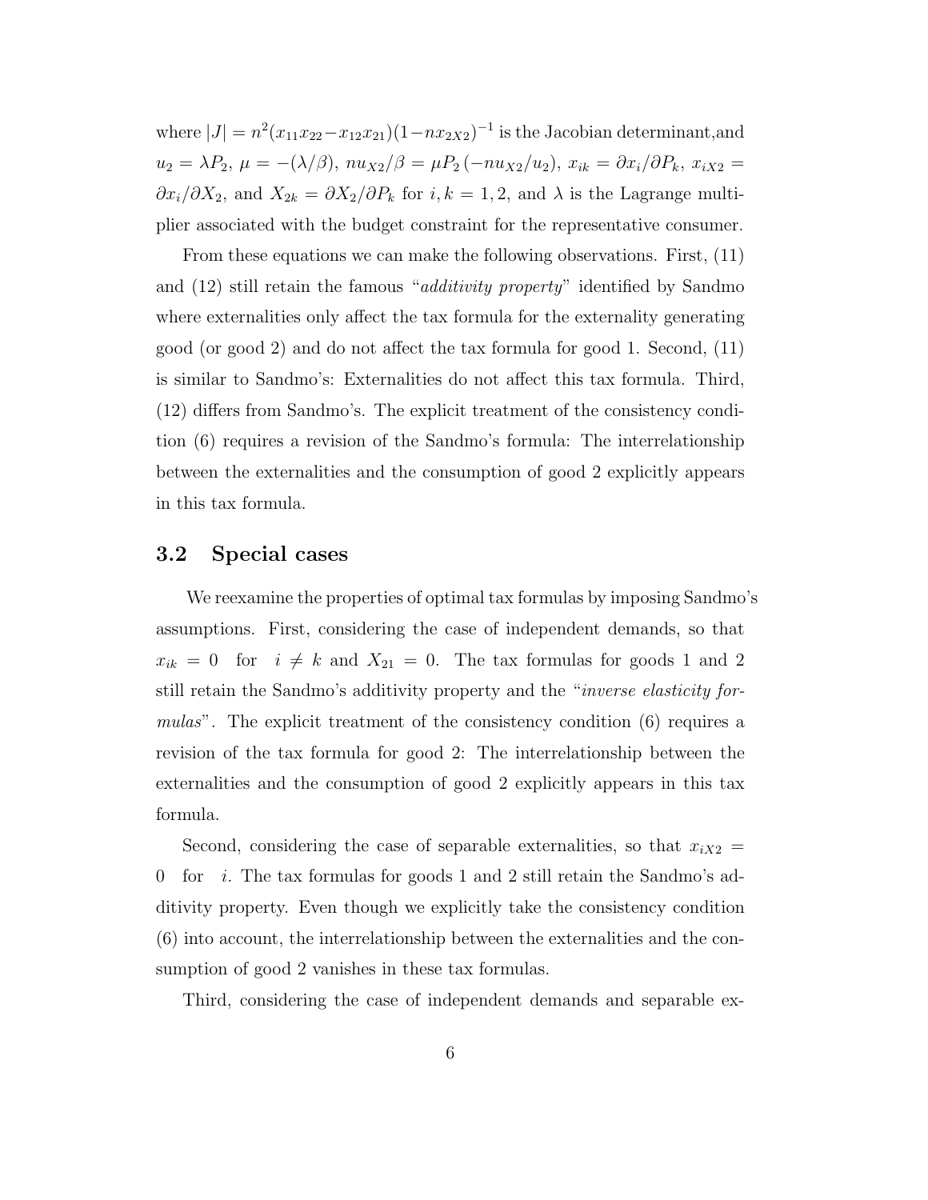where $|J| = n^2(x_{11}x_{22} - x_{12}x_{21})(1 - nx_{2X2})^{-1}$ is the Jacobian determinant,and $u_2 = \lambda P_2$, $\mu = -(\lambda/\beta)$, $nu_{X2}/\beta = \mu P_2 (-nu_{X2}/u_2)$, $x_{ik} = \partial x_i/\partial P_k$, $x_{iX2} = \partial x_i/\partial X_2$, and $X_{2k} = \partial X_2/\partial P_k$ for $i, k = 1, 2$, and $\lambda$ is the Lagrange multiplier associated with the budget constraint for the representative consumer.

From these equations we can make the following observations. First, (11) and (12) still retain the famous "*additivity property*" identified by Sandmo where externalities only affect the tax formula for the externality generating good (or good 2) and do not affect the tax formula for good 1. Second, (11) is similar to Sandmo's: Externalities do not affect this tax formula. Third, (12) differs from Sandmo's. The explicit treatment of the consistency condition (6) requires a revision of the Sandmo's formula: The interrelationship between the externalities and the consumption of good 2 explicitly appears in this tax formula.

### 3.2 Special cases

We reexamine the properties of optimal tax formulas by imposing Sandmo's assumptions. First, considering the case of independent demands, so that $x_{ik} = 0$ for $i \neq k$ and $X_{21} = 0$. The tax formulas for goods 1 and 2 still retain the Sandmo's additivity property and the "*inverse elasticity formulas*". The explicit treatment of the consistency condition (6) requires a revision of the tax formula for good 2: The interrelationship between the externalities and the consumption of good 2 explicitly appears in this tax formula.

Second, considering the case of separable externalities, so that $x_{iX2} = 0$ for $i$. The tax formulas for goods 1 and 2 still retain the Sandmo's additivity property. Even though we explicitly take the consistency condition (6) into account, the interrelationship between the externalities and the consumption of good 2 vanishes in these tax formulas.

Third, considering the case of independent demands and separable ex-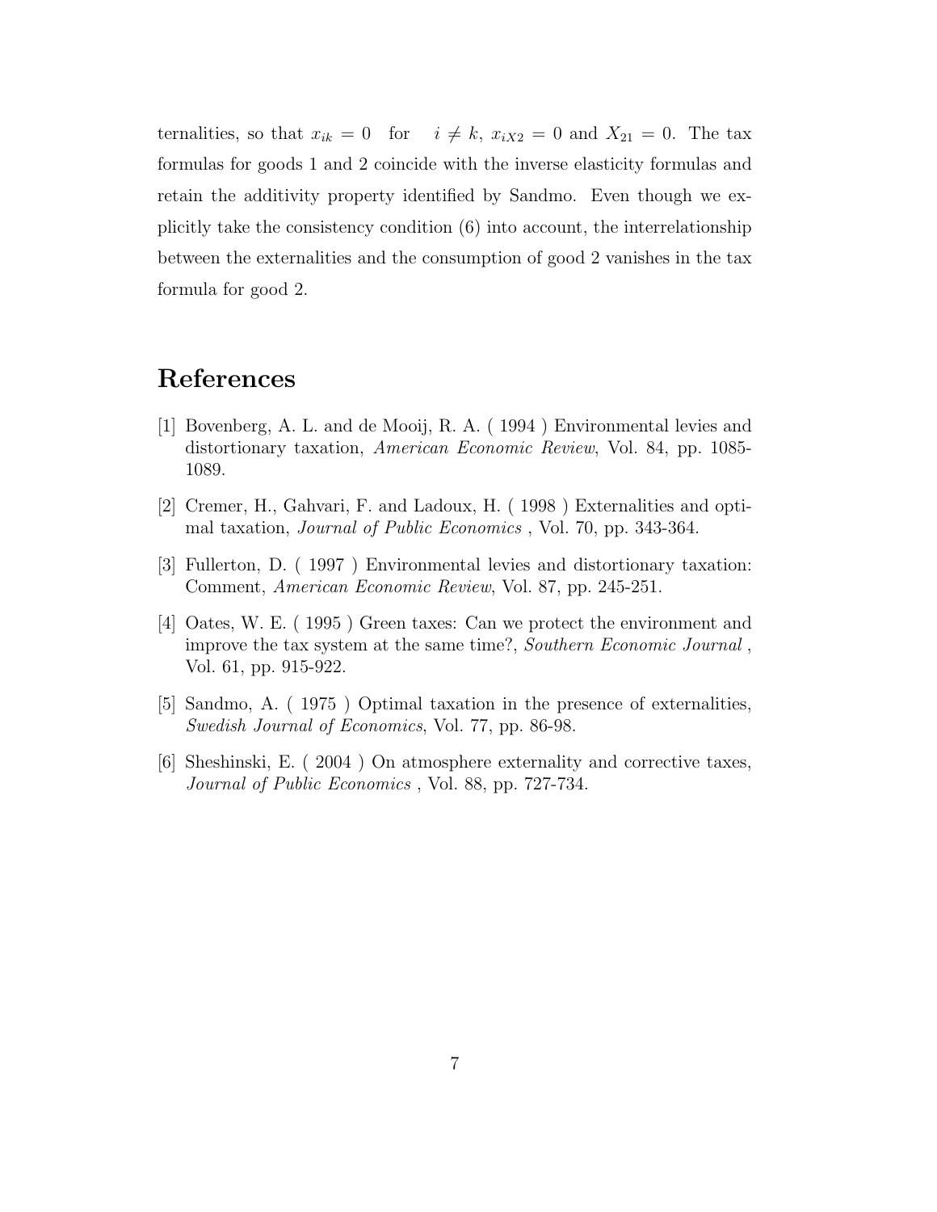ternalities, so that $x_{ik} = 0 \quad \text{for} \quad i \neq k$, $x_{iX2} = 0$ and $X_{21} = 0$. The tax formulas for goods 1 and 2 coincide with the inverse elasticity formulas and retain the additivity property identified by Sandmo. Even though we explicitly take the consistency condition (6) into account, the interrelationship between the externalities and the consumption of good 2 vanishes in the tax formula for good 2.

# References

[1] Bovenberg, A. L. and de Mooij, R. A. ( 1994 ) Environmental levies and distortionary taxation, *American Economic Review*, Vol. 84, pp. 1085-1089.

[2] Cremer, H., Gahvari, F. and Ladoux, H. ( 1998 ) Externalities and optimal taxation, *Journal of Public Economics* , Vol. 70, pp. 343-364.

[3] Fullerton, D. ( 1997 ) Environmental levies and distortionary taxation: Comment, *American Economic Review*, Vol. 87, pp. 245-251.

[4] Oates, W. E. ( 1995 ) Green taxes: Can we protect the environment and improve the tax system at the same time?, *Southern Economic Journal* , Vol. 61, pp. 915-922.

[5] Sandmo, A. ( 1975 ) Optimal taxation in the presence of externalities, *Swedish Journal of Economics*, Vol. 77, pp. 86-98.

[6] Sheshinski, E. ( 2004 ) On atmosphere externality and corrective taxes, *Journal of Public Economics* , Vol. 88, pp. 727-734.